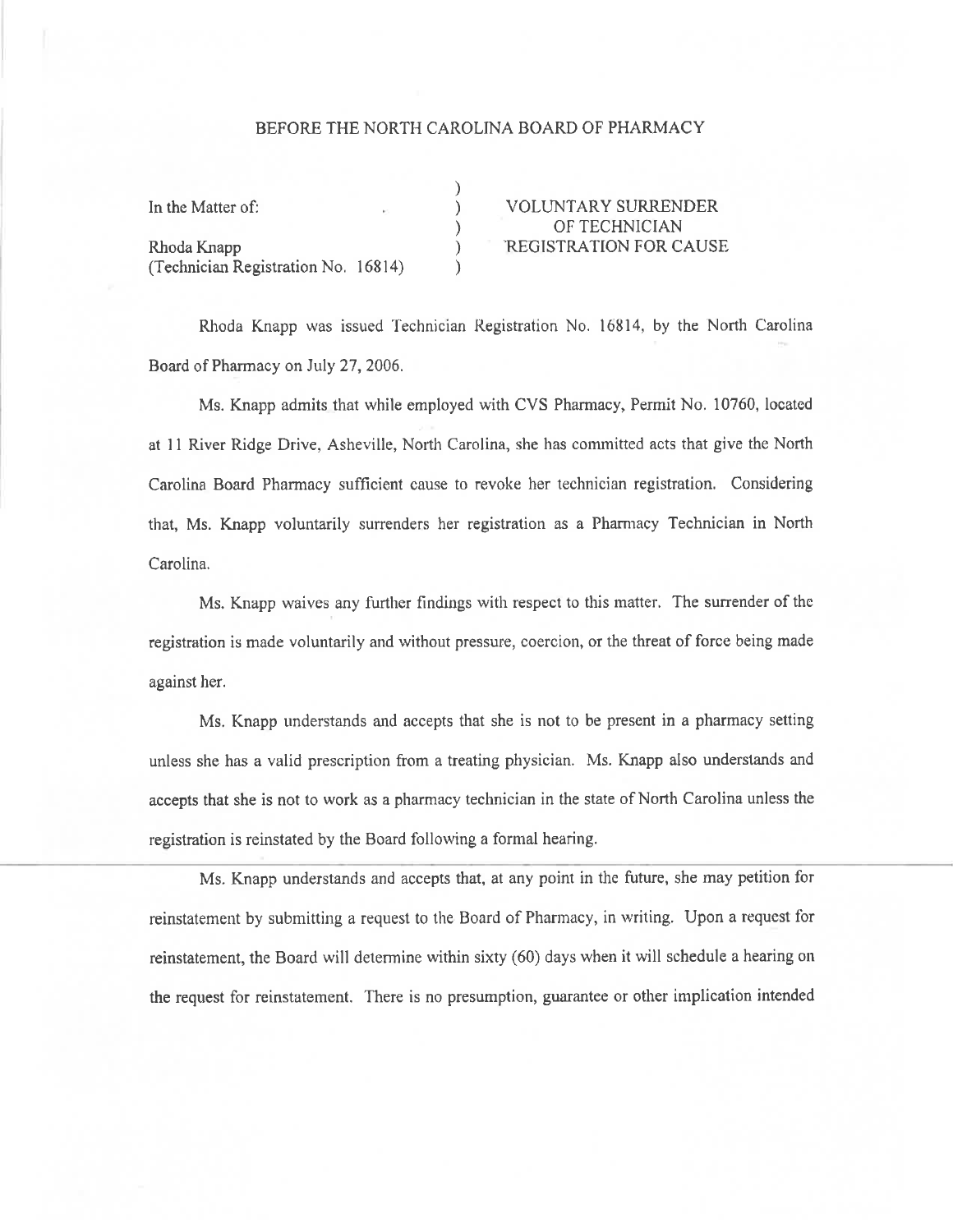BEFORE THE NORTH CAROLINA BOARD OF PHARMACY

| | | |
|---|---|---|
| In the Matter of: | ) | VOLUNTARY SURRENDER |
| | ) | OF TECHNICIAN |
| Rhoda Knapp | ) | REGISTRATION FOR CAUSE |
| (Technician Registration No. 16814) | ) | |

Rhoda Knapp was issued Technician Registration No. 16814, by the North Carolina Board of Pharmacy on July 27, 2006.

Ms. Knapp admits that while employed with CVS Pharmacy, Permit No. 10760, located at 11 River Ridge Drive, Asheville, North Carolina, she has committed acts that give the North Carolina Board Pharmacy sufficient cause to revoke her technician registration. Considering that, Ms. Knapp voluntarily surrenders her registration as a Pharmacy Technician in North Carolina.

Ms. Knapp waives any further findings with respect to this matter. The surrender of the registration is made voluntarily and without pressure, coercion, or the threat of force being made against her.

Ms. Knapp understands and accepts that she is not to be present in a pharmacy setting unless she has a valid prescription from a treating physician. Ms. Knapp also understands and accepts that she is not to work as a pharmacy technician in the state of North Carolina unless the registration is reinstated by the Board following a formal hearing.

Ms. Knapp understands and accepts that, at any point in the future, she may petition for reinstatement by submitting a request to the Board of Pharmacy, in writing. Upon a request for reinstatement, the Board will determine within sixty (60) days when it will schedule a hearing on the request for reinstatement. There is no presumption, guarantee or other implication intended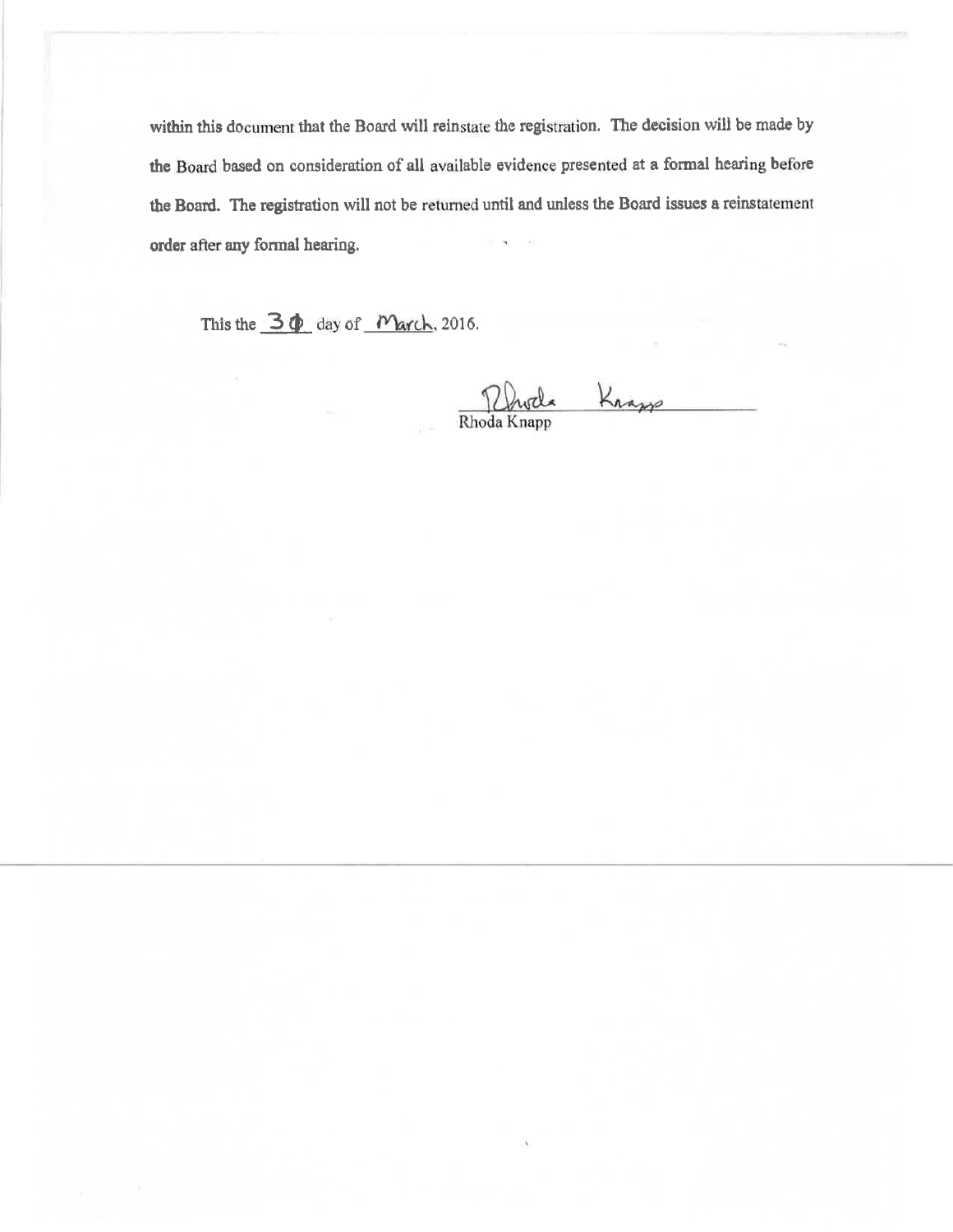within this document that the Board will reinstate the registration. The decision will be made by the Board based on consideration of all available evidence presented at a formal hearing before the Board. The registration will not be returned until and unless the Board issues a reinstatement order after any formal hearing.

This the 30 day of March, 2016.

Rhoda Knapp

Rhoda Knapp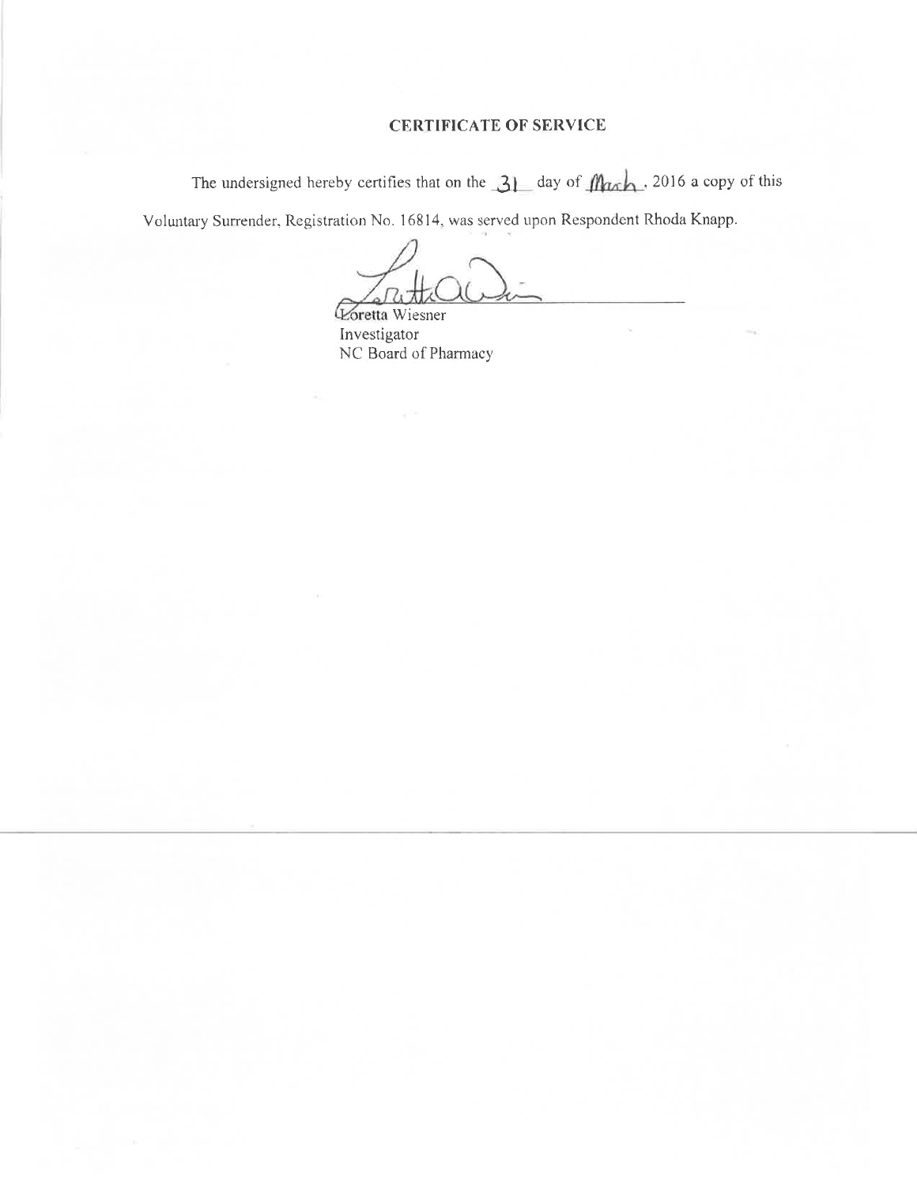## CERTIFICATE OF SERVICE

The undersigned hereby certifies that on the 31 day of March, 2016 a copy of this Voluntary Surrender, Registration No. 16814, was served upon Respondent Rhoda Knapp.

Loretta Wiesner
Investigator
NC Board of Pharmacy